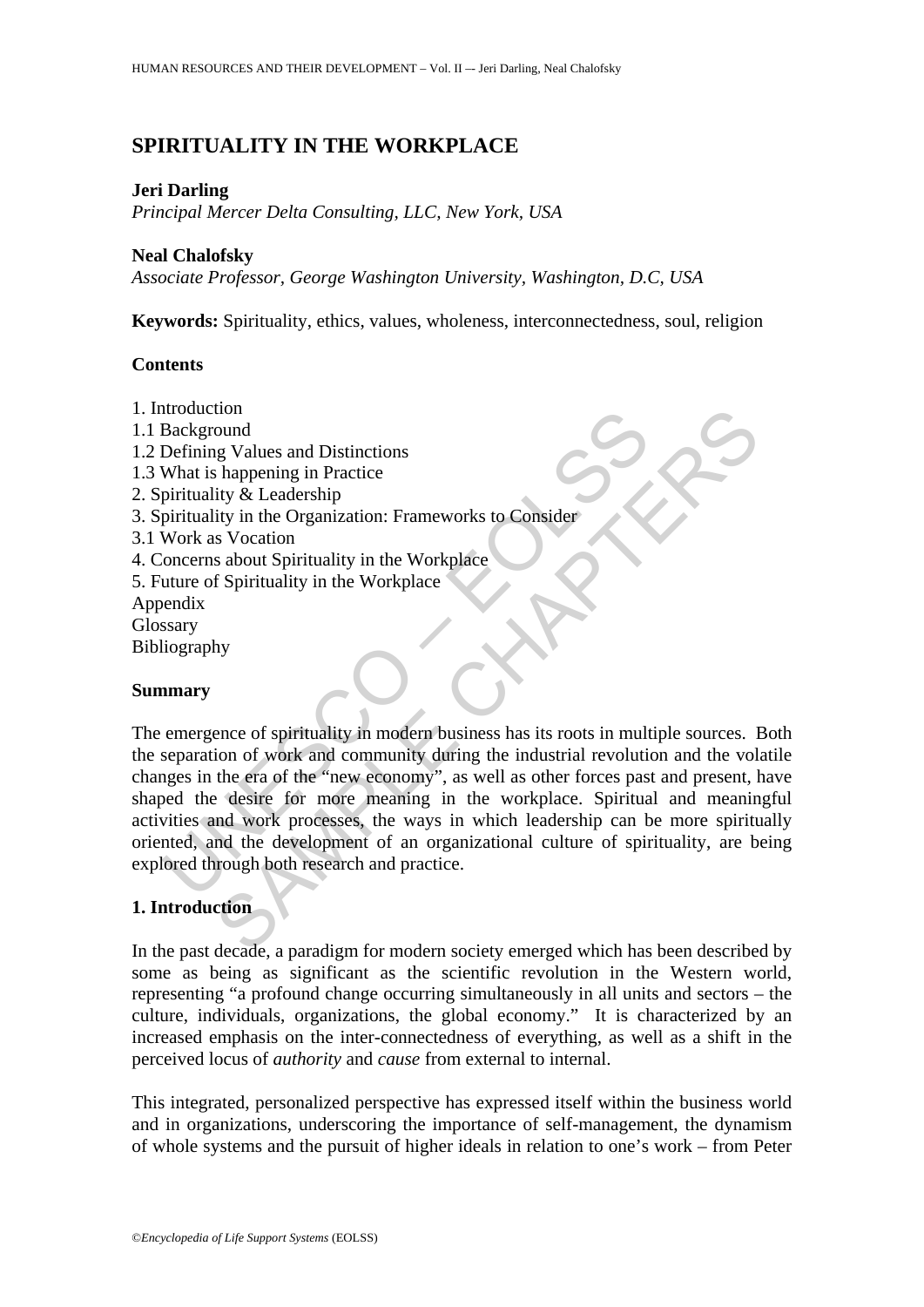# SPIRITUALITY IN THE WORKPLACE

**Jeri Darling**
*Principal Mercer Delta Consulting, LLC, New York, USA*

**Neal Chalofsky**
*Associate Professor, George Washington University, Washington, D.C, USA*

**Keywords:** Spirituality, ethics, values, wholeness, interconnectedness, soul, religion

## Contents

1. Introduction
1.1 Background
1.2 Defining Values and Distinctions
1.3 What is happening in Practice
2. Spirituality & Leadership
3. Spirituality in the Organization: Frameworks to Consider
3.1 Work as Vocation
4. Concerns about Spirituality in the Workplace
5. Future of Spirituality in the Workplace
Appendix
Glossary
Bibliography

## Summary

The emergence of spirituality in modern business has its roots in multiple sources. Both the separation of work and community during the industrial revolution and the volatile changes in the era of the "new economy", as well as other forces past and present, have shaped the desire for more meaning in the workplace. Spiritual and meaningful activities and work processes, the ways in which leadership can be more spiritually oriented, and the development of an organizational culture of spirituality, are being explored through both research and practice.

## 1. Introduction

In the past decade, a paradigm for modern society emerged which has been described by some as being as significant as the scientific revolution in the Western world, representing "a profound change occurring simultaneously in all units and sectors – the culture, individuals, organizations, the global economy." It is characterized by an increased emphasis on the inter-connectedness of everything, as well as a shift in the perceived locus of *authority* and *cause* from external to internal.

This integrated, personalized perspective has expressed itself within the business world and in organizations, underscoring the importance of self-management, the dynamism of whole systems and the pursuit of higher ideals in relation to one's work – from Peter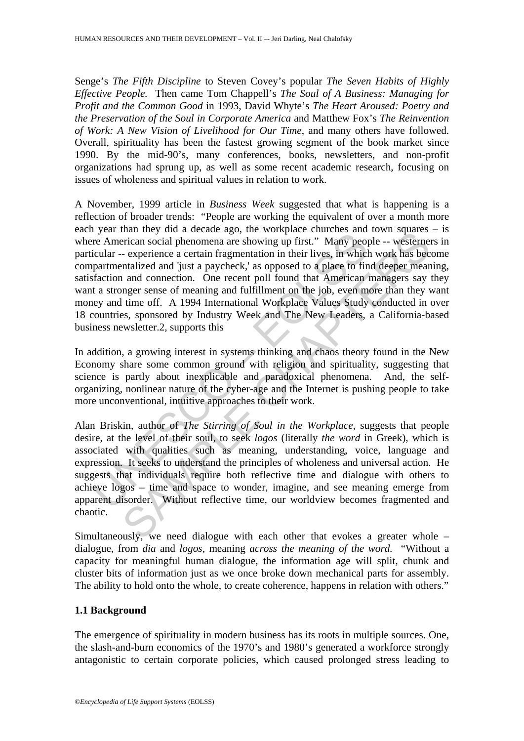Senge's *The Fifth Discipline* to Steven Covey's popular *The Seven Habits of Highly Effective People.* Then came Tom Chappell's *The Soul of A Business: Managing for Profit and the Common Good* in 1993, David Whyte's *The Heart Aroused: Poetry and the Preservation of the Soul in Corporate America* and Matthew Fox's *The Reinvention of Work: A New Vision of Livelihood for Our Time*, and many others have followed. Overall, spirituality has been the fastest growing segment of the book market since 1990. By the mid-90's, many conferences, books, newsletters, and non-profit organizations had sprung up, as well as some recent academic research, focusing on issues of wholeness and spiritual values in relation to work.

A November, 1999 article in *Business Week* suggested that what is happening is a reflection of broader trends: "People are working the equivalent of over a month more each year than they did a decade ago, the workplace churches and town squares – is where American social phenomena are showing up first." Many people -- westerners in particular -- experience a certain fragmentation in their lives, in which work has become compartmentalized and 'just a paycheck,' as opposed to a place to find deeper meaning, satisfaction and connection. One recent poll found that American managers say they want a stronger sense of meaning and fulfillment on the job, even more than they want money and time off. A 1994 International Workplace Values Study conducted in over 18 countries, sponsored by Industry Week and The New Leaders, a California-based business newsletter.2, supports this

In addition, a growing interest in systems thinking and chaos theory found in the New Economy share some common ground with religion and spirituality, suggesting that science is partly about inexplicable and paradoxical phenomena. And, the self-organizing, nonlinear nature of the cyber-age and the Internet is pushing people to take more unconventional, intuitive approaches to their work.

Alan Briskin, author of *The Stirring of Soul in the Workplace*, suggests that people desire, at the level of their soul, to seek *logos* (literally *the word* in Greek), which is associated with qualities such as meaning, understanding, voice, language and expression. It seeks to understand the principles of wholeness and universal action. He suggests that individuals require both reflective time and dialogue with others to achieve logos – time and space to wonder, imagine, and see meaning emerge from apparent disorder. Without reflective time, our worldview becomes fragmented and chaotic.

Simultaneously, we need dialogue with each other that evokes a greater whole – dialogue, from *dia* and *logos*, meaning *across the meaning of the word.* "Without a capacity for meaningful human dialogue, the information age will split, chunk and cluster bits of information just as we once broke down mechanical parts for assembly. The ability to hold onto the whole, to create coherence, happens in relation with others."

### 1.1 Background

The emergence of spirituality in modern business has its roots in multiple sources. One, the slash-and-burn economics of the 1970's and 1980's generated a workforce strongly antagonistic to certain corporate policies, which caused prolonged stress leading to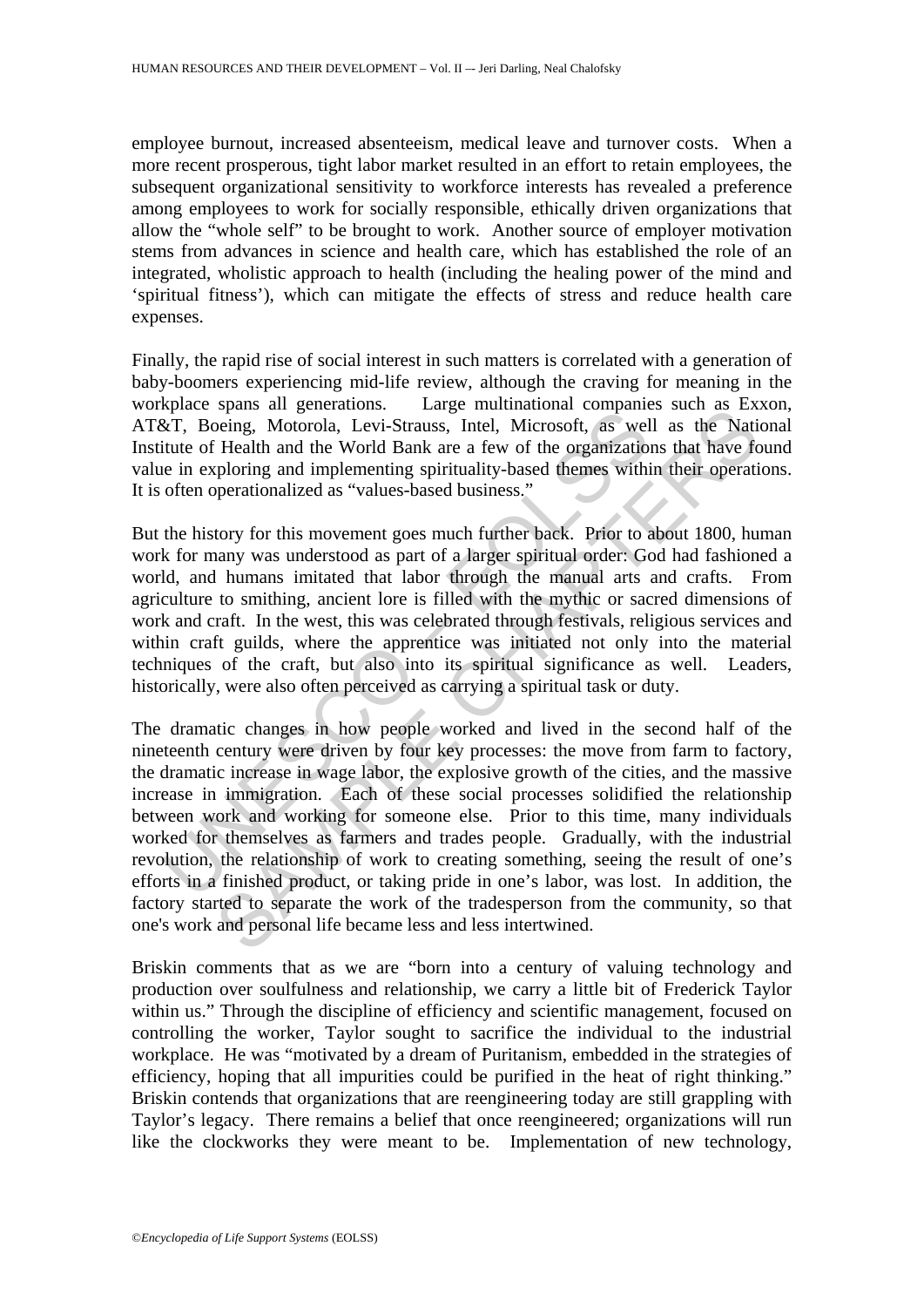employee burnout, increased absenteeism, medical leave and turnover costs. When a more recent prosperous, tight labor market resulted in an effort to retain employees, the subsequent organizational sensitivity to workforce interests has revealed a preference among employees to work for socially responsible, ethically driven organizations that allow the "whole self" to be brought to work. Another source of employer motivation stems from advances in science and health care, which has established the role of an integrated, wholistic approach to health (including the healing power of the mind and 'spiritual fitness'), which can mitigate the effects of stress and reduce health care expenses.

Finally, the rapid rise of social interest in such matters is correlated with a generation of baby-boomers experiencing mid-life review, although the craving for meaning in the workplace spans all generations. Large multinational companies such as Exxon, AT&T, Boeing, Motorola, Levi-Strauss, Intel, Microsoft, as well as the National Institute of Health and the World Bank are a few of the organizations that have found value in exploring and implementing spirituality-based themes within their operations. It is often operationalized as "values-based business."

But the history for this movement goes much further back. Prior to about 1800, human work for many was understood as part of a larger spiritual order: God had fashioned a world, and humans imitated that labor through the manual arts and crafts. From agriculture to smithing, ancient lore is filled with the mythic or sacred dimensions of work and craft. In the west, this was celebrated through festivals, religious services and within craft guilds, where the apprentice was initiated not only into the material techniques of the craft, but also into its spiritual significance as well. Leaders, historically, were also often perceived as carrying a spiritual task or duty.

The dramatic changes in how people worked and lived in the second half of the nineteenth century were driven by four key processes: the move from farm to factory, the dramatic increase in wage labor, the explosive growth of the cities, and the massive increase in immigration. Each of these social processes solidified the relationship between work and working for someone else. Prior to this time, many individuals worked for themselves as farmers and trades people. Gradually, with the industrial revolution, the relationship of work to creating something, seeing the result of one's efforts in a finished product, or taking pride in one's labor, was lost. In addition, the factory started to separate the work of the tradesperson from the community, so that one's work and personal life became less and less intertwined.

Briskin comments that as we are "born into a century of valuing technology and production over soulfulness and relationship, we carry a little bit of Frederick Taylor within us." Through the discipline of efficiency and scientific management, focused on controlling the worker, Taylor sought to sacrifice the individual to the industrial workplace. He was "motivated by a dream of Puritanism, embedded in the strategies of efficiency, hoping that all impurities could be purified in the heat of right thinking." Briskin contends that organizations that are reengineering today are still grappling with Taylor's legacy. There remains a belief that once reengineered; organizations will run like the clockworks they were meant to be. Implementation of new technology,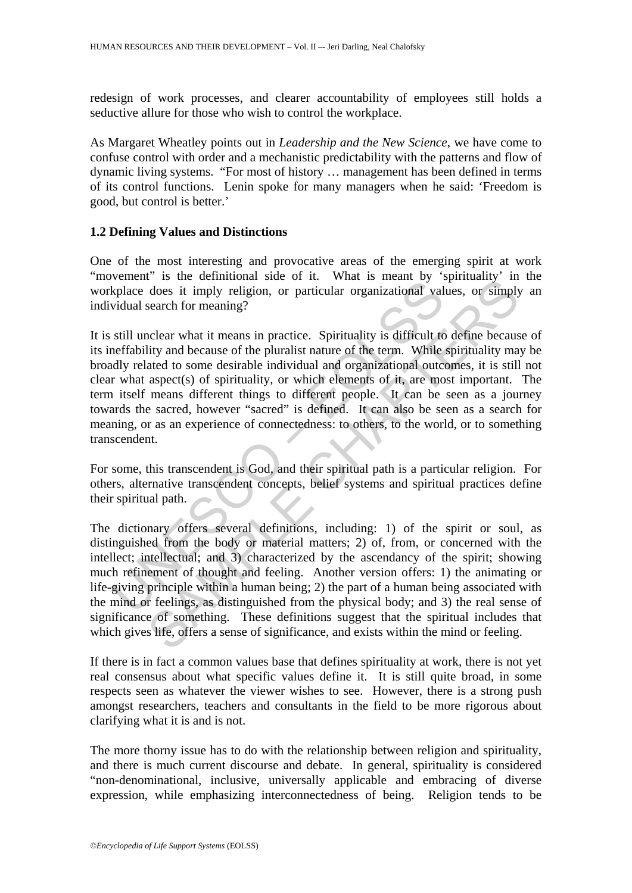redesign of work processes, and clearer accountability of employees still holds a seductive allure for those who wish to control the workplace.

As Margaret Wheatley points out in *Leadership and the New Science*, we have come to confuse control with order and a mechanistic predictability with the patterns and flow of dynamic living systems. "For most of history … management has been defined in terms of its control functions. Lenin spoke for many managers when he said: 'Freedom is good, but control is better.'

### 1.2 Defining Values and Distinctions

One of the most interesting and provocative areas of the emerging spirit at work "movement" is the definitional side of it. What is meant by 'spirituality' in the workplace does it imply religion, or particular organizational values, or simply an individual search for meaning?

It is still unclear what it means in practice. Spirituality is difficult to define because of its ineffability and because of the pluralist nature of the term. While spirituality may be broadly related to some desirable individual and organizational outcomes, it is still not clear what aspect(s) of spirituality, or which elements of it, are most important. The term itself means different things to different people. It can be seen as a journey towards the sacred, however "sacred" is defined. It can also be seen as a search for meaning, or as an experience of connectedness: to others, to the world, or to something transcendent.

For some, this transcendent is God, and their spiritual path is a particular religion. For others, alternative transcendent concepts, belief systems and spiritual practices define their spiritual path.

The dictionary offers several definitions, including: 1) of the spirit or soul, as distinguished from the body or material matters; 2) of, from, or concerned with the intellect; intellectual; and 3) characterized by the ascendancy of the spirit; showing much refinement of thought and feeling. Another version offers: 1) the animating or life-giving principle within a human being; 2) the part of a human being associated with the mind or feelings, as distinguished from the physical body; and 3) the real sense of significance of something. These definitions suggest that the spiritual includes that which gives life, offers a sense of significance, and exists within the mind or feeling.

If there is in fact a common values base that defines spirituality at work, there is not yet real consensus about what specific values define it. It is still quite broad, in some respects seen as whatever the viewer wishes to see. However, there is a strong push amongst researchers, teachers and consultants in the field to be more rigorous about clarifying what it is and is not.

The more thorny issue has to do with the relationship between religion and spirituality, and there is much current discourse and debate. In general, spirituality is considered "non-denominational, inclusive, universally applicable and embracing of diverse expression, while emphasizing interconnectedness of being. Religion tends to be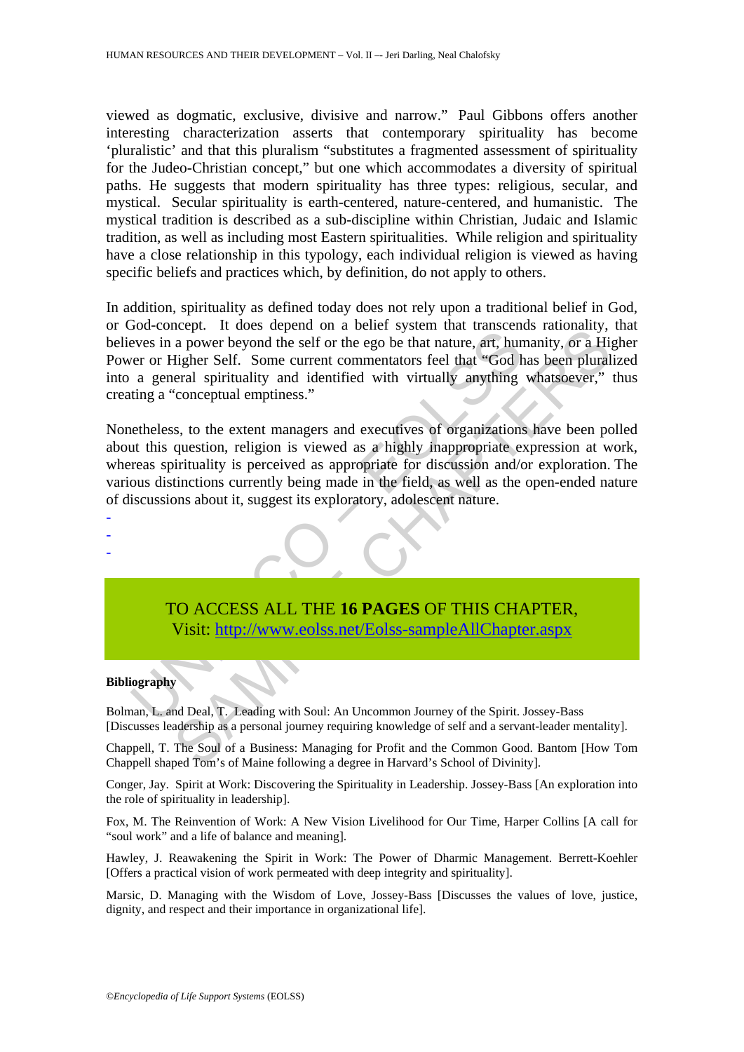viewed as dogmatic, exclusive, divisive and narrow." Paul Gibbons offers another interesting characterization asserts that contemporary spirituality has become 'pluralistic' and that this pluralism "substitutes a fragmented assessment of spirituality for the Judeo-Christian concept," but one which accommodates a diversity of spiritual paths. He suggests that modern spirituality has three types: religious, secular, and mystical. Secular spirituality is earth-centered, nature-centered, and humanistic. The mystical tradition is described as a sub-discipline within Christian, Judaic and Islamic tradition, as well as including most Eastern spiritualities. While religion and spirituality have a close relationship in this typology, each individual religion is viewed as having specific beliefs and practices which, by definition, do not apply to others.

In addition, spirituality as defined today does not rely upon a traditional belief in God, or God-concept. It does depend on a belief system that transcends rationality, that believes in a power beyond the self or the ego be that nature, art, humanity, or a Higher Power or Higher Self. Some current commentators feel that "God has been pluralized into a general spirituality and identified with virtually anything whatsoever," thus creating a "conceptual emptiness."

Nonetheless, to the extent managers and executives of organizations have been polled about this question, religion is viewed as a highly inappropriate expression at work, whereas spirituality is perceived as appropriate for discussion and/or exploration. The various distinctions currently being made in the field, as well as the open-ended nature of discussions about it, suggest its exploratory, adolescent nature.

-
-
-

TO ACCESS ALL THE **16 PAGES** OF THIS CHAPTER,
Visit: http://www.eolss.net/Eolss-sampleAllChapter.aspx

**Bibliography**

Bolman, L. and Deal, T. Leading with Soul: An Uncommon Journey of the Spirit. Jossey-Bass [Discusses leadership as a personal journey requiring knowledge of self and a servant-leader mentality].

Chappell, T. The Soul of a Business: Managing for Profit and the Common Good. Bantom [How Tom Chappell shaped Tom's of Maine following a degree in Harvard's School of Divinity].

Conger, Jay. Spirit at Work: Discovering the Spirituality in Leadership. Jossey-Bass [An exploration into the role of spirituality in leadership].

Fox, M. The Reinvention of Work: A New Vision Livelihood for Our Time, Harper Collins [A call for "soul work" and a life of balance and meaning].

Hawley, J. Reawakening the Spirit in Work: The Power of Dharmic Management. Berrett-Koehler [Offers a practical vision of work permeated with deep integrity and spirituality].

Marsic, D. Managing with the Wisdom of Love, Jossey-Bass [Discusses the values of love, justice, dignity, and respect and their importance in organizational life].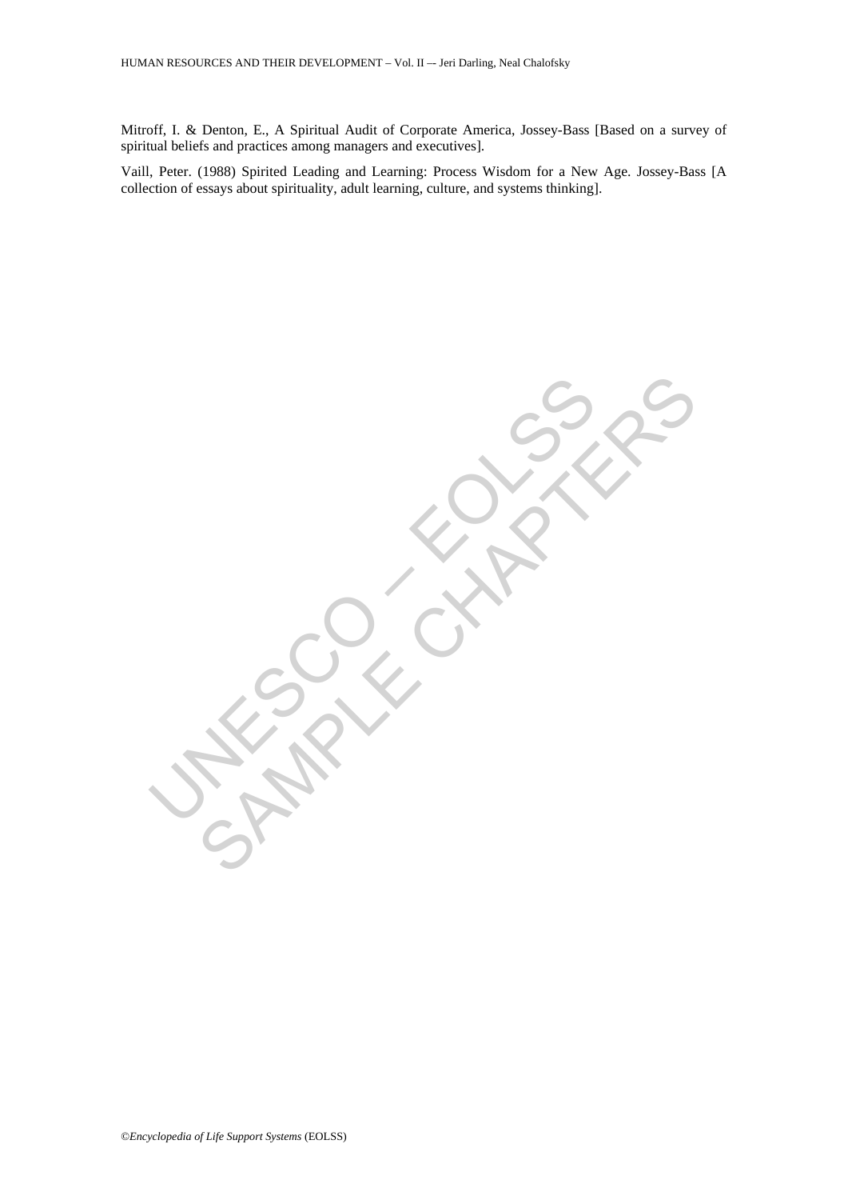Mitroff, I. & Denton, E., A Spiritual Audit of Corporate America, Jossey-Bass [Based on a survey of spiritual beliefs and practices among managers and executives].

Vaill, Peter. (1988) Spirited Leading and Learning: Process Wisdom for a New Age. Jossey-Bass [A collection of essays about spirituality, adult learning, culture, and systems thinking].